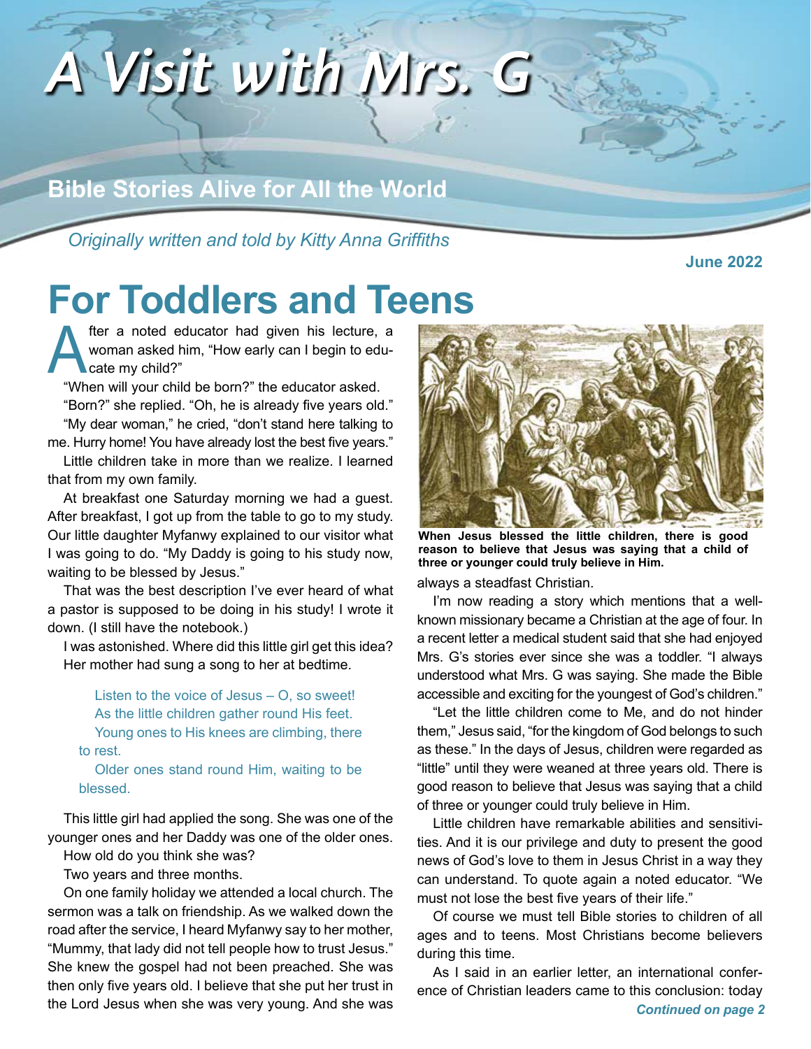# A Visit with Mrs. G

## Bible Stories Alive for All the World

*Originally written and told by Kitty Anna Griffiths*

**June 2022**

# For Toddlers and Teens

After a noted educator had given his lecture, a woman asked him, "How early can I begin to educate my child?"

"When will your child be born?" the educator asked.

"Born?" she replied. "Oh, he is already five years old."

"My dear woman," he cried, "don't stand here talking to me. Hurry home! You have already lost the best five years."

Little children take in more than we realize. I learned that from my own family.

At breakfast one Saturday morning we had a guest. After breakfast, I got up from the table to go to my study. Our little daughter Myfanwy explained to our visitor what I was going to do. "My Daddy is going to his study now, waiting to be blessed by Jesus."

That was the best description I've ever heard of what a pastor is supposed to be doing in his study! I wrote it down. (I still have the notebook.)

I was astonished. Where did this little girl get this idea? Her mother had sung a song to her at bedtime.

> Listen to the voice of Jesus – O, so sweet!
> As the little children gather round His feet.
> Young ones to His knees are climbing, there to rest.
> Older ones stand round Him, waiting to be blessed.

This little girl had applied the song. She was one of the younger ones and her Daddy was one of the older ones.

How old do you think she was?

Two years and three months.

On one family holiday we attended a local church. The sermon was a talk on friendship. As we walked down the road after the service, I heard Myfanwy say to her mother, "Mummy, that lady did not tell people how to trust Jesus." She knew the gospel had not been preached. She was then only five years old. I believe that she put her trust in the Lord Jesus when she was very young. And she was always a steadfast Christian.

**When Jesus blessed the little children, there is good reason to believe that Jesus was saying that a child of three or younger could truly believe in Him.**

I'm now reading a story which mentions that a well-known missionary became a Christian at the age of four. In a recent letter a medical student said that she had enjoyed Mrs. G's stories ever since she was a toddler. "I always understood what Mrs. G was saying. She made the Bible accessible and exciting for the youngest of God's children."

"Let the little children come to Me, and do not hinder them," Jesus said, "for the kingdom of God belongs to such as these." In the days of Jesus, children were regarded as "little" until they were weaned at three years old. There is good reason to believe that Jesus was saying that a child of three or younger could truly believe in Him.

Little children have remarkable abilities and sensitivities. And it is our privilege and duty to present the good news of God's love to them in Jesus Christ in a way they can understand. To quote again a noted educator. "We must not lose the best five years of their life."

Of course we must tell Bible stories to children of all ages and to teens. Most Christians become believers during this time.

As I said in an earlier letter, an international conference of Christian leaders came to this conclusion: today

***Continued on page 2***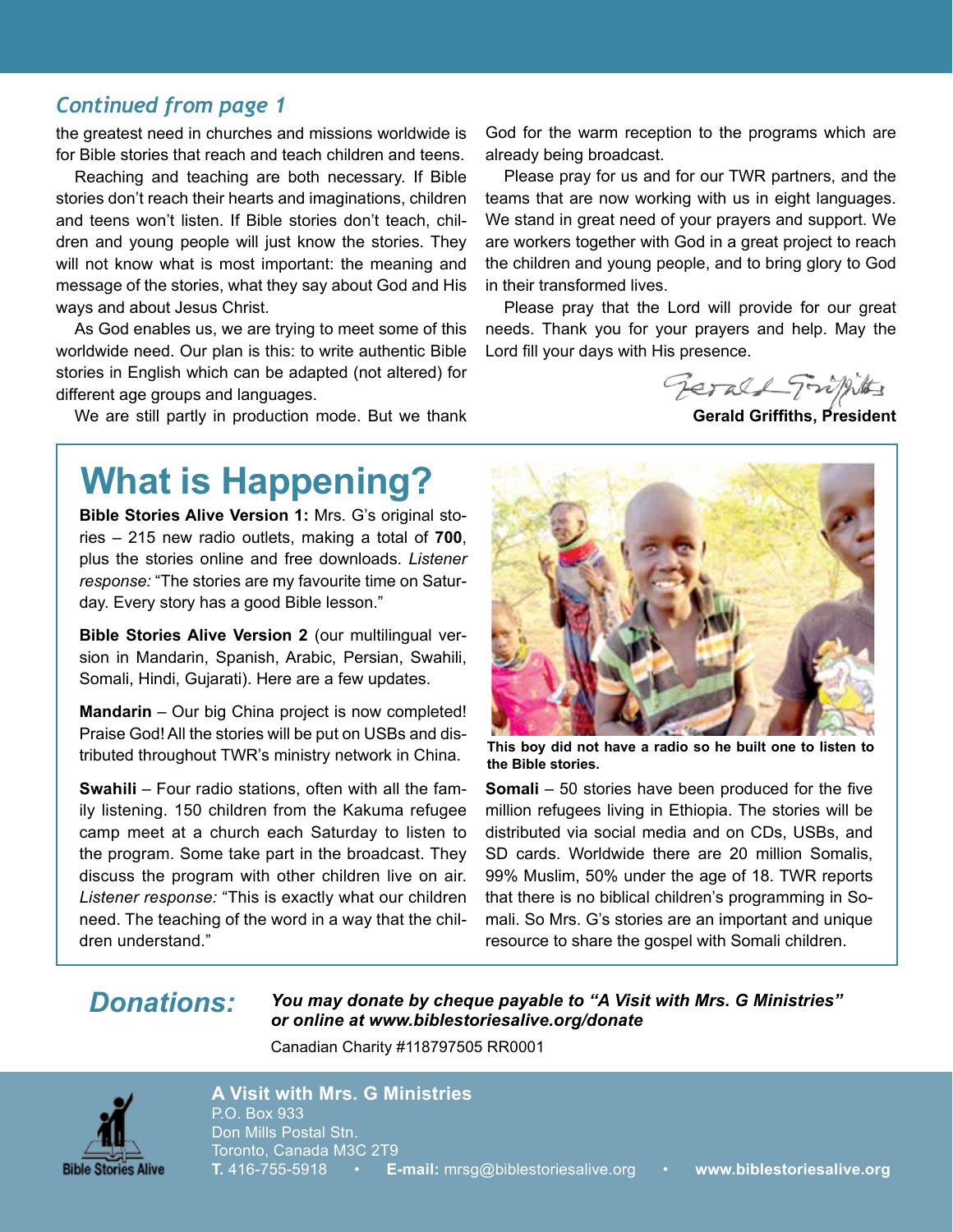*Continued from page 1*

the greatest need in churches and missions worldwide is for Bible stories that reach and teach children and teens.

Reaching and teaching are both necessary. If Bible stories don't reach their hearts and imaginations, children and teens won't listen. If Bible stories don't teach, children and young people will just know the stories. They will not know what is most important: the meaning and message of the stories, what they say about God and His ways and about Jesus Christ.

As God enables us, we are trying to meet some of this worldwide need. Our plan is this: to write authentic Bible stories in English which can be adapted (not altered) for different age groups and languages.

We are still partly in production mode. But we thank God for the warm reception to the programs which are already being broadcast.

Please pray for us and for our TWR partners, and the teams that are now working with us in eight languages. We stand in great need of your prayers and support. We are workers together with God in a great project to reach the children and young people, and to bring glory to God in their transformed lives.

Please pray that the Lord will provide for our great needs. Thank you for your prayers and help. May the Lord fill your days with His presence.

Gerald Griffiths

**Gerald Griffiths, President**

# What is Happening?

**Bible Stories Alive Version 1:** Mrs. G's original stories – 215 new radio outlets, making a total of **700**, plus the stories online and free downloads. *Listener response:* "The stories are my favourite time on Saturday. Every story has a good Bible lesson."

**Bible Stories Alive Version 2** (our multilingual version in Mandarin, Spanish, Arabic, Persian, Swahili, Somali, Hindi, Gujarati). Here are a few updates.

**Mandarin** – Our big China project is now completed! Praise God! All the stories will be put on USBs and distributed throughout TWR's ministry network in China.

**Swahili** – Four radio stations, often with all the family listening. 150 children from the Kakuma refugee camp meet at a church each Saturday to listen to the program. Some take part in the broadcast. They discuss the program with other children live on air. *Listener response:* "This is exactly what our children need. The teaching of the word in a way that the children understand."

**This boy did not have a radio so he built one to listen to the Bible stories.**

**Somali** – 50 stories have been produced for the five million refugees living in Ethiopia. The stories will be distributed via social media and on CDs, USBs, and SD cards. Worldwide there are 20 million Somalis, 99% Muslim, 50% under the age of 18. TWR reports that there is no biblical children's programming in Somali. So Mrs. G's stories are an important and unique resource to share the gospel with Somali children.

## Donations:

***You may donate by cheque payable to "A Visit with Mrs. G Ministries" or online at www.biblestoriesalive.org/donate***

Canadian Charity #118797505 RR0001

Bible Stories Alive

**A Visit with Mrs. G Ministries**
P.O. Box 933
Don Mills Postal Stn.
Toronto, Canada M3C 2T9
**T.** 416-755-5918 • **E-mail:** mrsg@biblestoriesalive.org • **www.biblestoriesalive.org**